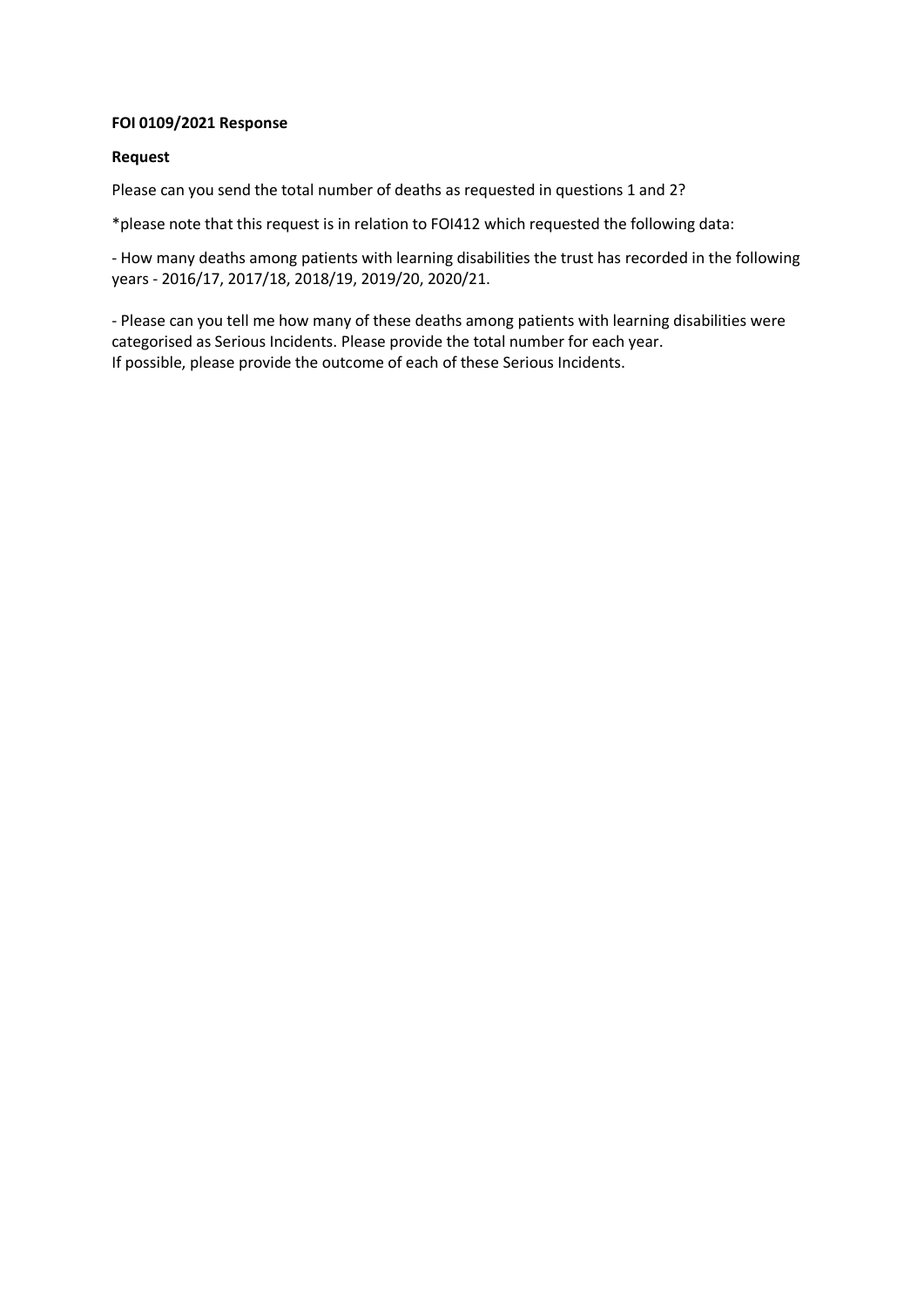**FOI 0109/2021 Response**

**Request**

Please can you send the total number of deaths as requested in questions 1 and 2?

*please note that this request is in relation to FOI412 which requested the following data:

- How many deaths among patients with learning disabilities the trust has recorded in the following years - 2016/17, 2017/18, 2018/19, 2019/20, 2020/21.

- Please can you tell me how many of these deaths among patients with learning disabilities were categorised as Serious Incidents. Please provide the total number for each year.
If possible, please provide the outcome of each of these Serious Incidents.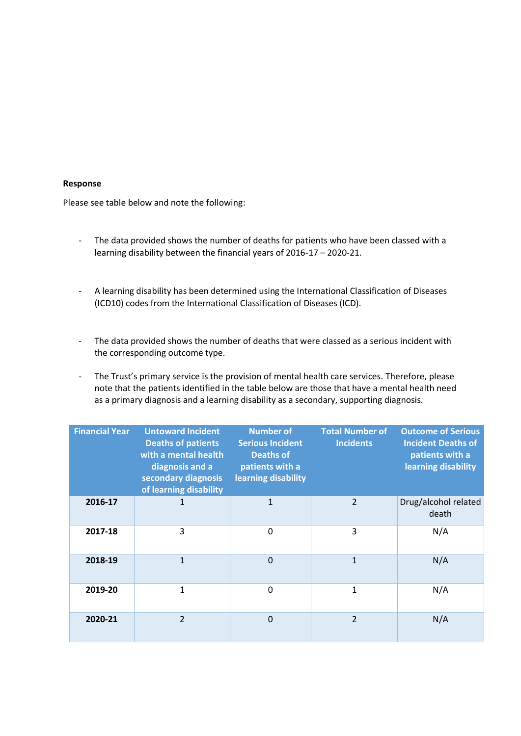**Response**

Please see table below and note the following:

- The data provided shows the number of deaths for patients who have been classed with a learning disability between the financial years of 2016-17 – 2020-21.

- A learning disability has been determined using the International Classification of Diseases (ICD10) codes from the International Classification of Diseases (ICD).

- The data provided shows the number of deaths that were classed as a serious incident with the corresponding outcome type.

- The Trust's primary service is the provision of mental health care services. Therefore, please note that the patients identified in the table below are those that have a mental health need as a primary diagnosis and a learning disability as a secondary, supporting diagnosis.

| Financial Year | Untoward Incident Deaths of patients with a mental health diagnosis and a secondary diagnosis of learning disability | Number of Serious Incident Deaths of patients with a learning disability | Total Number of Incidents | Outcome of Serious Incident Deaths of patients with a learning disability |
|---|---|---|---|---|
| **2016-17** | 1 | 1 | 2 | Drug/alcohol related death |
| **2017-18** | 3 | 0 | 3 | N/A |
| **2018-19** | 1 | 0 | 1 | N/A |
| **2019-20** | 1 | 0 | 1 | N/A |
| **2020-21** | 2 | 0 | 2 | N/A |